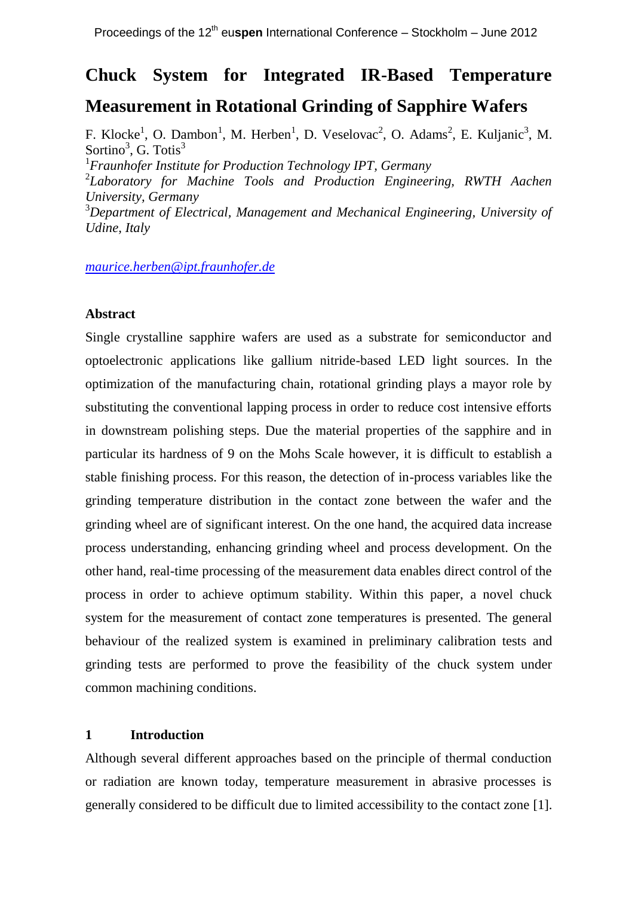# Chuck System for Integrated IR-Based Temperature Measurement in Rotational Grinding of Sapphire Wafers

F. Klocke[1], O. Dambon[1], M. Herben[1], D. Veselovac[2], O. Adams[2], E. Kuljanic[3], M. Sortino[3], G. Totis[3]

[1]*Fraunhofer Institute for Production Technology IPT, Germany*
[2]*Laboratory for Machine Tools and Production Engineering, RWTH Aachen University, Germany*
[3]*Department of Electrical, Management and Mechanical Engineering, University of Udine, Italy*

*maurice.herben@ipt.fraunhofer.de*

### Abstract

Single crystalline sapphire wafers are used as a substrate for semiconductor and optoelectronic applications like gallium nitride-based LED light sources. In the optimization of the manufacturing chain, rotational grinding plays a mayor role by substituting the conventional lapping process in order to reduce cost intensive efforts in downstream polishing steps. Due the material properties of the sapphire and in particular its hardness of 9 on the Mohs Scale however, it is difficult to establish a stable finishing process. For this reason, the detection of in-process variables like the grinding temperature distribution in the contact zone between the wafer and the grinding wheel are of significant interest. On the one hand, the acquired data increase process understanding, enhancing grinding wheel and process development. On the other hand, real-time processing of the measurement data enables direct control of the process in order to achieve optimum stability. Within this paper, a novel chuck system for the measurement of contact zone temperatures is presented. The general behaviour of the realized system is examined in preliminary calibration tests and grinding tests are performed to prove the feasibility of the chuck system under common machining conditions.

## 1 Introduction

Although several different approaches based on the principle of thermal conduction or radiation are known today, temperature measurement in abrasive processes is generally considered to be difficult due to limited accessibility to the contact zone [1].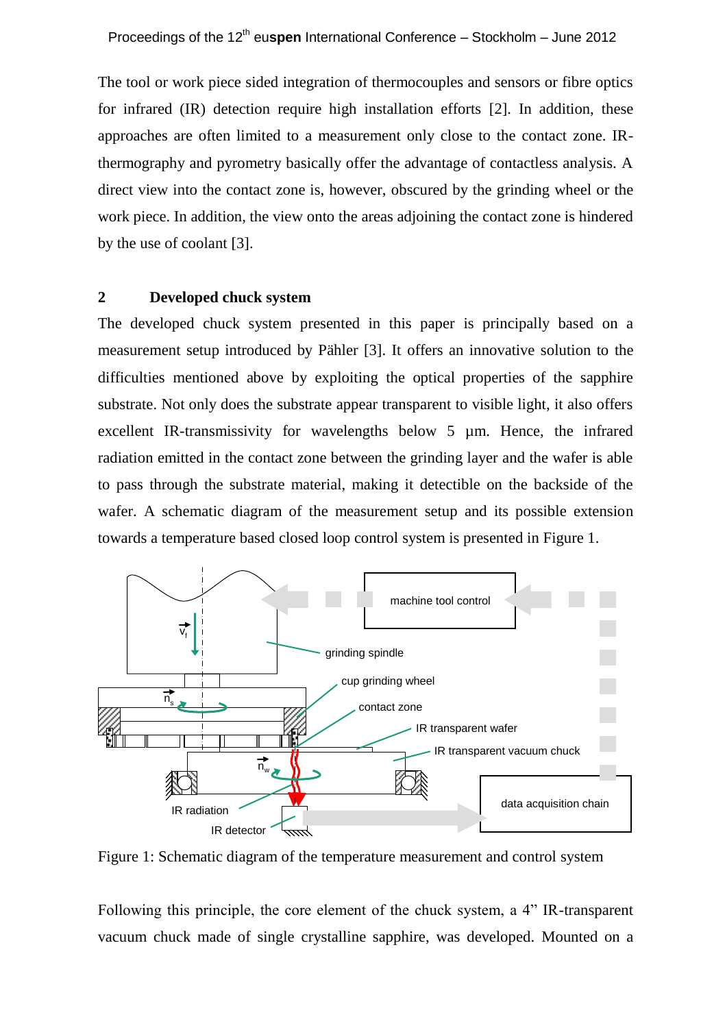The tool or work piece sided integration of thermocouples and sensors or fibre optics for infrared (IR) detection require high installation efforts [2]. In addition, these approaches are often limited to a measurement only close to the contact zone. IR-thermography and pyrometry basically offer the advantage of contactless analysis. A direct view into the contact zone is, however, obscured by the grinding wheel or the work piece. In addition, the view onto the areas adjoining the contact zone is hindered by the use of coolant [3].

## 2 Developed chuck system

The developed chuck system presented in this paper is principally based on a measurement setup introduced by Pähler [3]. It offers an innovative solution to the difficulties mentioned above by exploiting the optical properties of the sapphire substrate. Not only does the substrate appear transparent to visible light, it also offers excellent IR-transmissivity for wavelengths below 5 µm. Hence, the infrared radiation emitted in the contact zone between the grinding layer and the wafer is able to pass through the substrate material, making it detectible on the backside of the wafer. A schematic diagram of the measurement setup and its possible extension towards a temperature based closed loop control system is presented in Figure 1.

Figure 1: Schematic diagram of the temperature measurement and control system

Following this principle, the core element of the chuck system, a 4" IR-transparent vacuum chuck made of single crystalline sapphire, was developed. Mounted on a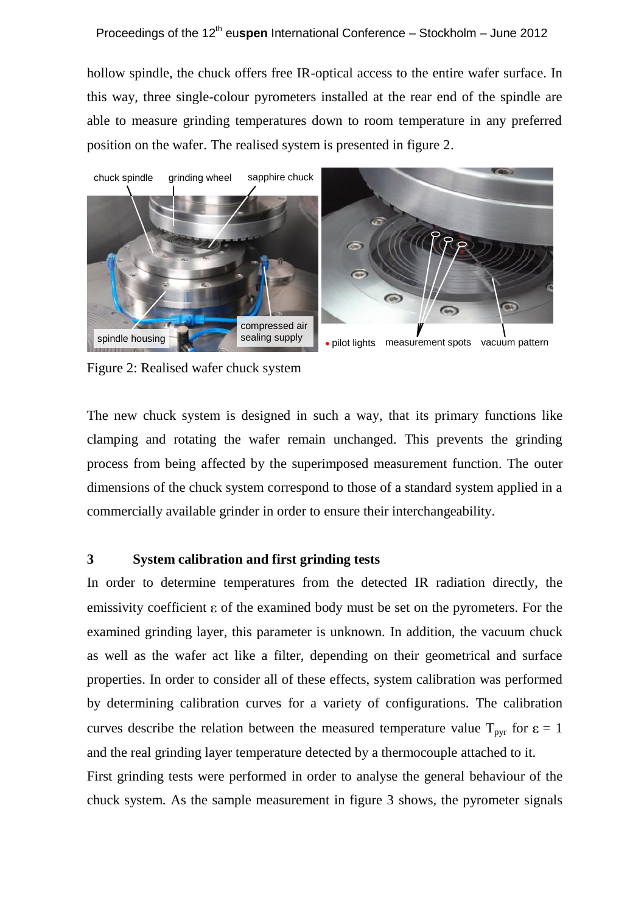hollow spindle, the chuck offers free IR-optical access to the entire wafer surface. In this way, three single-colour pyrometers installed at the rear end of the spindle are able to measure grinding temperatures down to room temperature in any preferred position on the wafer. The realised system is presented in figure 2.

Figure 2: Realised wafer chuck system

The new chuck system is designed in such a way, that its primary functions like clamping and rotating the wafer remain unchanged. This prevents the grinding process from being affected by the superimposed measurement function. The outer dimensions of the chuck system correspond to those of a standard system applied in a commercially available grinder in order to ensure their interchangeability.

## 3 System calibration and first grinding tests

In order to determine temperatures from the detected IR radiation directly, the emissivity coefficient $\varepsilon$ of the examined body must be set on the pyrometers. For the examined grinding layer, this parameter is unknown. In addition, the vacuum chuck as well as the wafer act like a filter, depending on their geometrical and surface properties. In order to consider all of these effects, system calibration was performed by determining calibration curves for a variety of configurations. The calibration curves describe the relation between the measured temperature value $T_{pyr}$ for $\varepsilon = 1$ and the real grinding layer temperature detected by a thermocouple attached to it.

First grinding tests were performed in order to analyse the general behaviour of the chuck system. As the sample measurement in figure 3 shows, the pyrometer signals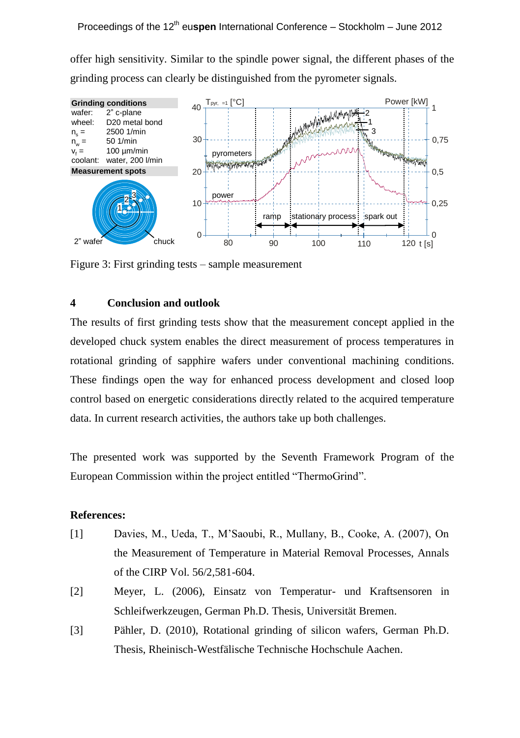offer high sensitivity. Similar to the spindle power signal, the different phases of the grinding process can clearly be distinguished from the pyrometer signals.

**Grinding conditions**
wafer: 2" c-plane
wheel: D20 metal bond
$n_s$ = 2500 1/min
$n_w$ = 50 1/min
$v_f$ = 100 µm/min
coolant: water, 200 l/min
**Measurement spots**
2" wafer
chuck
1 2 3

$T_{pyr, \varepsilon=1}$ [°C]
Power [kW]
pyrometers
power
ramp
stationary process
spark out
t [s]

Figure 3: First grinding tests – sample measurement

## 4 Conclusion and outlook

The results of first grinding tests show that the measurement concept applied in the developed chuck system enables the direct measurement of process temperatures in rotational grinding of sapphire wafers under conventional machining conditions. These findings open the way for enhanced process development and closed loop control based on energetic considerations directly related to the acquired temperature data. In current research activities, the authors take up both challenges.

The presented work was supported by the Seventh Framework Program of the European Commission within the project entitled "ThermoGrind".

**References:**

[1] Davies, M., Ueda, T., M'Saoubi, R., Mullany, B., Cooke, A. (2007), On the Measurement of Temperature in Material Removal Processes, Annals of the CIRP Vol. 56/2,581-604.

[2] Meyer, L. (2006), Einsatz von Temperatur- und Kraftsensoren in Schleifwerkzeugen, German Ph.D. Thesis, Universität Bremen.

[3] Pähler, D. (2010), Rotational grinding of silicon wafers, German Ph.D. Thesis, Rheinisch-Westfälische Technische Hochschule Aachen.